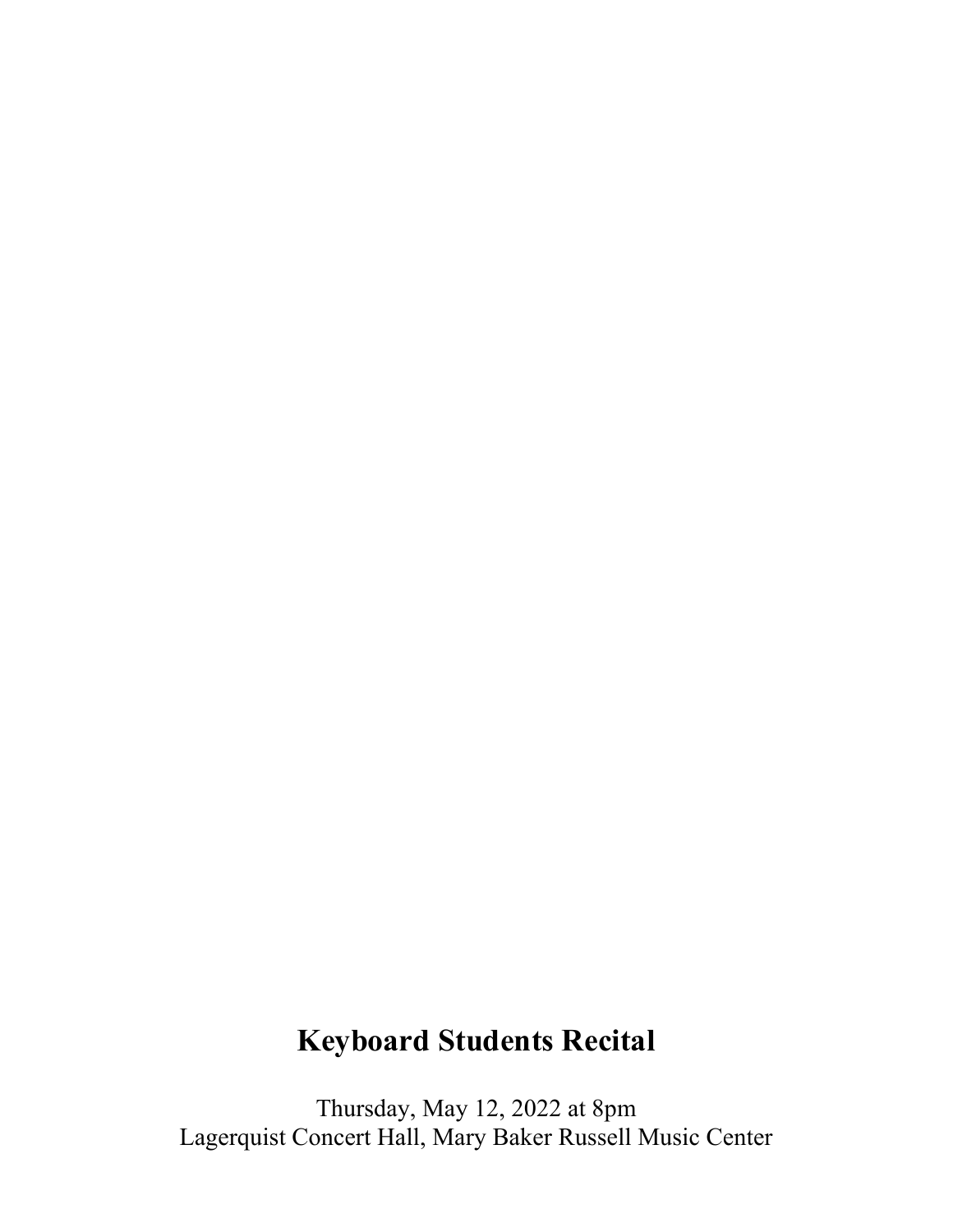# Keyboard Students Recital

Thursday, May 12, 2022 at 8pm
Lagerquist Concert Hall, Mary Baker Russell Music Center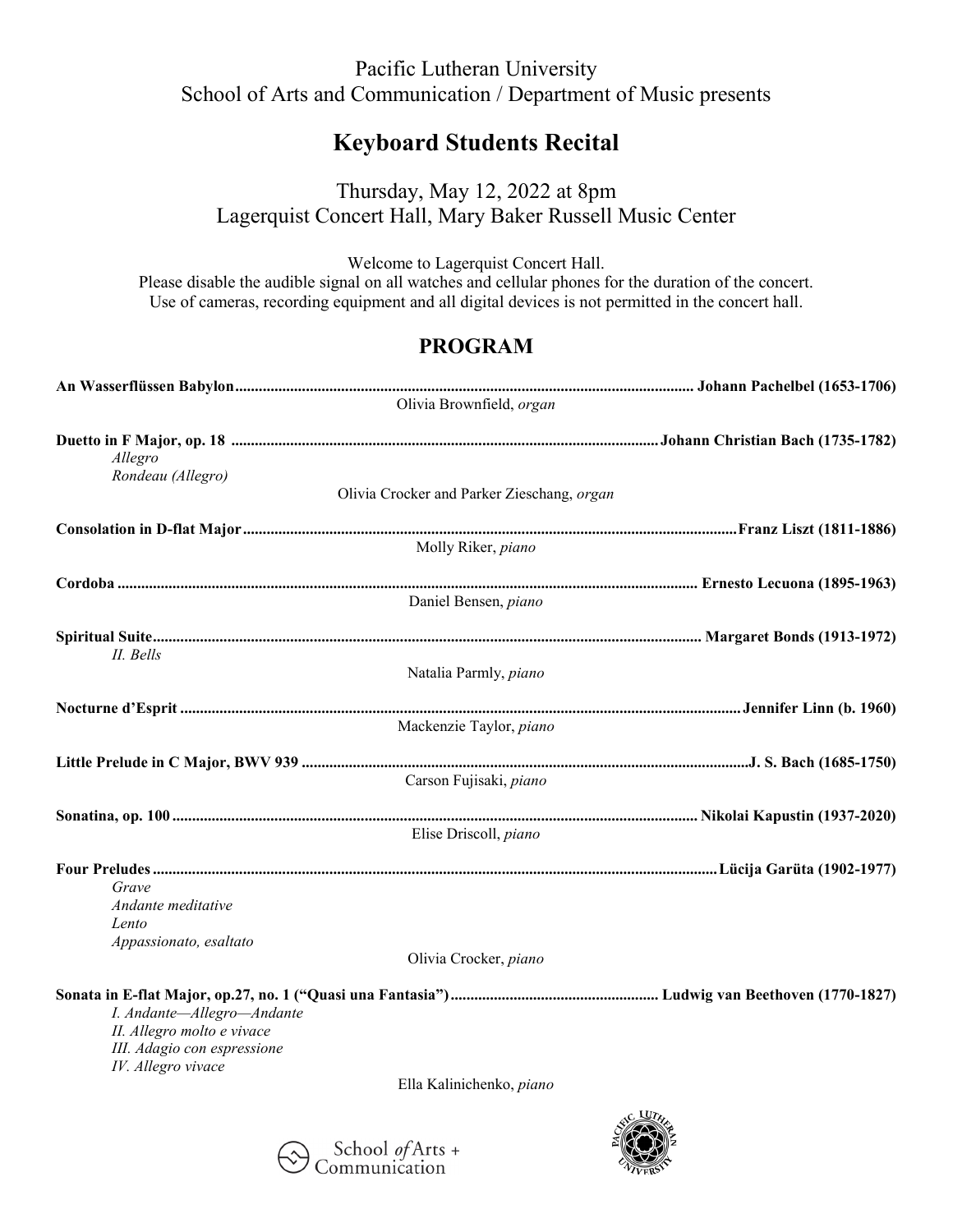Pacific Lutheran University
School of Arts and Communication / Department of Music presents

# Keyboard Students Recital

Thursday, May 12, 2022 at 8pm
Lagerquist Concert Hall, Mary Baker Russell Music Center

Welcome to Lagerquist Concert Hall.
Please disable the audible signal on all watches and cellular phones for the duration of the concert.
Use of cameras, recording equipment and all digital devices is not permitted in the concert hall.

## PROGRAM

**An Wasserflüssen Babylon** ........ **Johann Pachelbel (1653-1706)**
Olivia Brownfield, *organ*

**Duetto in F Major, op. 18** ........ **Johann Christian Bach (1735-1782)**
*Allegro*
*Rondeau (Allegro)*
Olivia Crocker and Parker Zieschang, *organ*

**Consolation in D-flat Major** ........ **Franz Liszt (1811-1886)**
Molly Riker, *piano*

**Cordoba** ........ **Ernesto Lecuona (1895-1963)**
Daniel Bensen, *piano*

**Spiritual Suite** ........ **Margaret Bonds (1913-1972)**
*II. Bells*
Natalia Parmly, *piano*

**Nocturne d'Esprit** ........ **Jennifer Linn (b. 1960)**
Mackenzie Taylor, *piano*

**Little Prelude in C Major, BWV 939** ........ **J. S. Bach (1685-1750)**
Carson Fujisaki, *piano*

**Sonatina, op. 100** ........ **Nikolai Kapustin (1937-2020)**
Elise Driscoll, *piano*

**Four Preludes** ........ **Lūcija Garūta (1902-1977)**
*Grave*
*Andante meditative*
*Lento*
*Appassionato, esaltato*
Olivia Crocker, *piano*

**Sonata in E-flat Major, op.27, no. 1 ("Quasi una Fantasia")** ........ **Ludwig van Beethoven (1770-1827)**
*I. Andante—Allegro—Andante*
*II. Allegro molto e vivace*
*III. Adagio con espressione*
*IV. Allegro vivace*
Ella Kalinichenko, *piano*

School *of* Arts + Communication